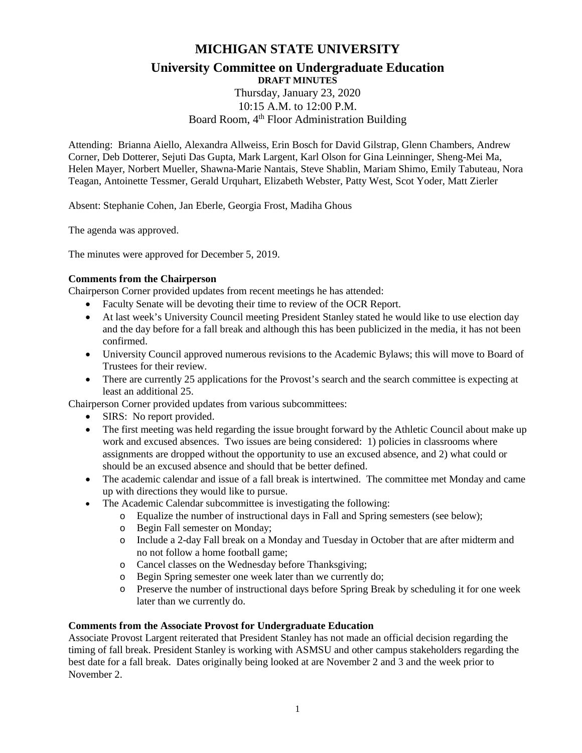# MICHIGAN STATE UNIVERSITY

## University Committee on Undergraduate Education

**DRAFT MINUTES**

Thursday, January 23, 2020
10:15 A.M. to 12:00 P.M.
Board Room, 4th Floor Administration Building

Attending: Brianna Aiello, Alexandra Allweiss, Erin Bosch for David Gilstrap, Glenn Chambers, Andrew Corner, Deb Dotterer, Sejuti Das Gupta, Mark Largent, Karl Olson for Gina Leinninger, Sheng-Mei Ma, Helen Mayer, Norbert Mueller, Shawna-Marie Nantais, Steve Shablin, Mariam Shimo, Emily Tabuteau, Nora Teagan, Antoinette Tessmer, Gerald Urquhart, Elizabeth Webster, Patty West, Scot Yoder, Matt Zierler

Absent: Stephanie Cohen, Jan Eberle, Georgia Frost, Madiha Ghous

The agenda was approved.

The minutes were approved for December 5, 2019.

**Comments from the Chairperson**

Chairperson Corner provided updates from recent meetings he has attended:

- Faculty Senate will be devoting their time to review of the OCR Report.
- At last week's University Council meeting President Stanley stated he would like to use election day and the day before for a fall break and although this has been publicized in the media, it has not been confirmed.
- University Council approved numerous revisions to the Academic Bylaws; this will move to Board of Trustees for their review.
- There are currently 25 applications for the Provost's search and the search committee is expecting at least an additional 25.

Chairperson Corner provided updates from various subcommittees:

- SIRS: No report provided.
- The first meeting was held regarding the issue brought forward by the Athletic Council about make up work and excused absences. Two issues are being considered: 1) policies in classrooms where assignments are dropped without the opportunity to use an excused absence, and 2) what could or should be an excused absence and should that be better defined.
- The academic calendar and issue of a fall break is intertwined. The committee met Monday and came up with directions they would like to pursue.
- The Academic Calendar subcommittee is investigating the following:
  - Equalize the number of instructional days in Fall and Spring semesters (see below);
  - Begin Fall semester on Monday;
  - Include a 2-day Fall break on a Monday and Tuesday in October that are after midterm and no not follow a home football game;
  - Cancel classes on the Wednesday before Thanksgiving;
  - Begin Spring semester one week later than we currently do;
  - Preserve the number of instructional days before Spring Break by scheduling it for one week later than we currently do.

**Comments from the Associate Provost for Undergraduate Education**

Associate Provost Largent reiterated that President Stanley has not made an official decision regarding the timing of fall break. President Stanley is working with ASMSU and other campus stakeholders regarding the best date for a fall break. Dates originally being looked at are November 2 and 3 and the week prior to November 2.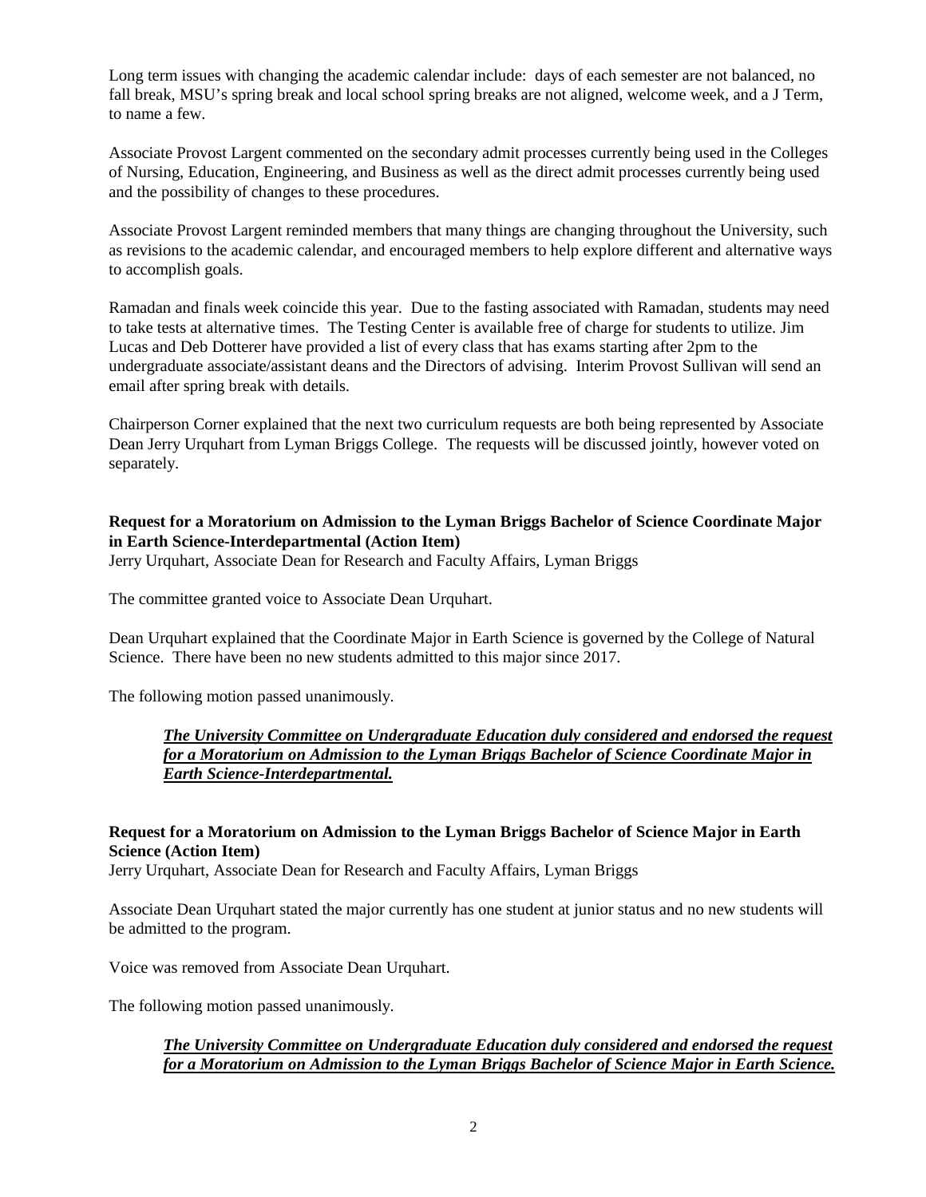Long term issues with changing the academic calendar include: days of each semester are not balanced, no fall break, MSU's spring break and local school spring breaks are not aligned, welcome week, and a J Term, to name a few.

Associate Provost Largent commented on the secondary admit processes currently being used in the Colleges of Nursing, Education, Engineering, and Business as well as the direct admit processes currently being used and the possibility of changes to these procedures.

Associate Provost Largent reminded members that many things are changing throughout the University, such as revisions to the academic calendar, and encouraged members to help explore different and alternative ways to accomplish goals.

Ramadan and finals week coincide this year. Due to the fasting associated with Ramadan, students may need to take tests at alternative times. The Testing Center is available free of charge for students to utilize. Jim Lucas and Deb Dotterer have provided a list of every class that has exams starting after 2pm to the undergraduate associate/assistant deans and the Directors of advising. Interim Provost Sullivan will send an email after spring break with details.

Chairperson Corner explained that the next two curriculum requests are both being represented by Associate Dean Jerry Urquhart from Lyman Briggs College. The requests will be discussed jointly, however voted on separately.

**Request for a Moratorium on Admission to the Lyman Briggs Bachelor of Science Coordinate Major in Earth Science-Interdepartmental (Action Item)**
Jerry Urquhart, Associate Dean for Research and Faculty Affairs, Lyman Briggs

The committee granted voice to Associate Dean Urquhart.

Dean Urquhart explained that the Coordinate Major in Earth Science is governed by the College of Natural Science. There have been no new students admitted to this major since 2017.

The following motion passed unanimously.

> ***The University Committee on Undergraduate Education duly considered and endorsed the request for a Moratorium on Admission to the Lyman Briggs Bachelor of Science Coordinate Major in Earth Science-Interdepartmental.***

**Request for a Moratorium on Admission to the Lyman Briggs Bachelor of Science Major in Earth Science (Action Item)**
Jerry Urquhart, Associate Dean for Research and Faculty Affairs, Lyman Briggs

Associate Dean Urquhart stated the major currently has one student at junior status and no new students will be admitted to the program.

Voice was removed from Associate Dean Urquhart.

The following motion passed unanimously.

> ***The University Committee on Undergraduate Education duly considered and endorsed the request for a Moratorium on Admission to the Lyman Briggs Bachelor of Science Major in Earth Science.***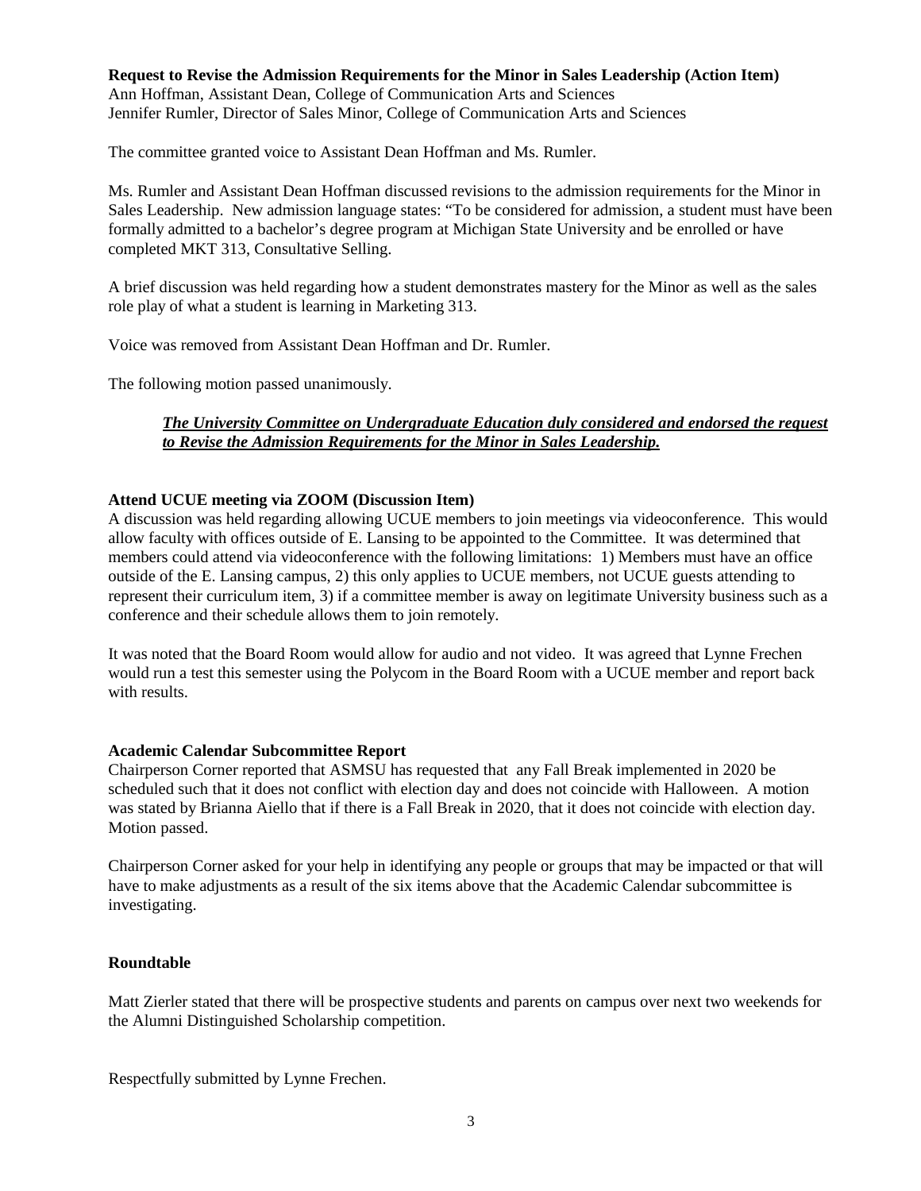**Request to Revise the Admission Requirements for the Minor in Sales Leadership (Action Item)**
Ann Hoffman, Assistant Dean, College of Communication Arts and Sciences
Jennifer Rumler, Director of Sales Minor, College of Communication Arts and Sciences

The committee granted voice to Assistant Dean Hoffman and Ms. Rumler.

Ms. Rumler and Assistant Dean Hoffman discussed revisions to the admission requirements for the Minor in Sales Leadership. New admission language states: "To be considered for admission, a student must have been formally admitted to a bachelor's degree program at Michigan State University and be enrolled or have completed MKT 313, Consultative Selling.

A brief discussion was held regarding how a student demonstrates mastery for the Minor as well as the sales role play of what a student is learning in Marketing 313.

Voice was removed from Assistant Dean Hoffman and Dr. Rumler.

The following motion passed unanimously.

> ***The University Committee on Undergraduate Education duly considered and endorsed the request to Revise the Admission Requirements for the Minor in Sales Leadership.***

**Attend UCUE meeting via ZOOM (Discussion Item)**

A discussion was held regarding allowing UCUE members to join meetings via videoconference. This would allow faculty with offices outside of E. Lansing to be appointed to the Committee. It was determined that members could attend via videoconference with the following limitations: 1) Members must have an office outside of the E. Lansing campus, 2) this only applies to UCUE members, not UCUE guests attending to represent their curriculum item, 3) if a committee member is away on legitimate University business such as a conference and their schedule allows them to join remotely.

It was noted that the Board Room would allow for audio and not video. It was agreed that Lynne Frechen would run a test this semester using the Polycom in the Board Room with a UCUE member and report back with results.

**Academic Calendar Subcommittee Report**

Chairperson Corner reported that ASMSU has requested that any Fall Break implemented in 2020 be scheduled such that it does not conflict with election day and does not coincide with Halloween. A motion was stated by Brianna Aiello that if there is a Fall Break in 2020, that it does not coincide with election day. Motion passed.

Chairperson Corner asked for your help in identifying any people or groups that may be impacted or that will have to make adjustments as a result of the six items above that the Academic Calendar subcommittee is investigating.

**Roundtable**

Matt Zierler stated that there will be prospective students and parents on campus over next two weekends for the Alumni Distinguished Scholarship competition.

Respectfully submitted by Lynne Frechen.